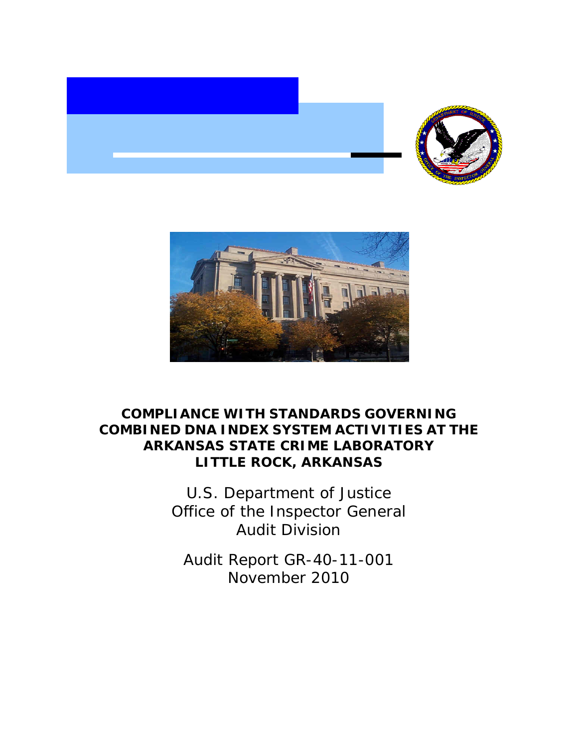# COMPLIANCE WITH STANDARDS GOVERNING COMBINED DNA INDEX SYSTEM ACTIVITIES AT THE ARKANSAS STATE CRIME LABORATORY LITTLE ROCK, ARKANSAS

U.S. Department of Justice
Office of the Inspector General
Audit Division

Audit Report GR-40-11-001
November 2010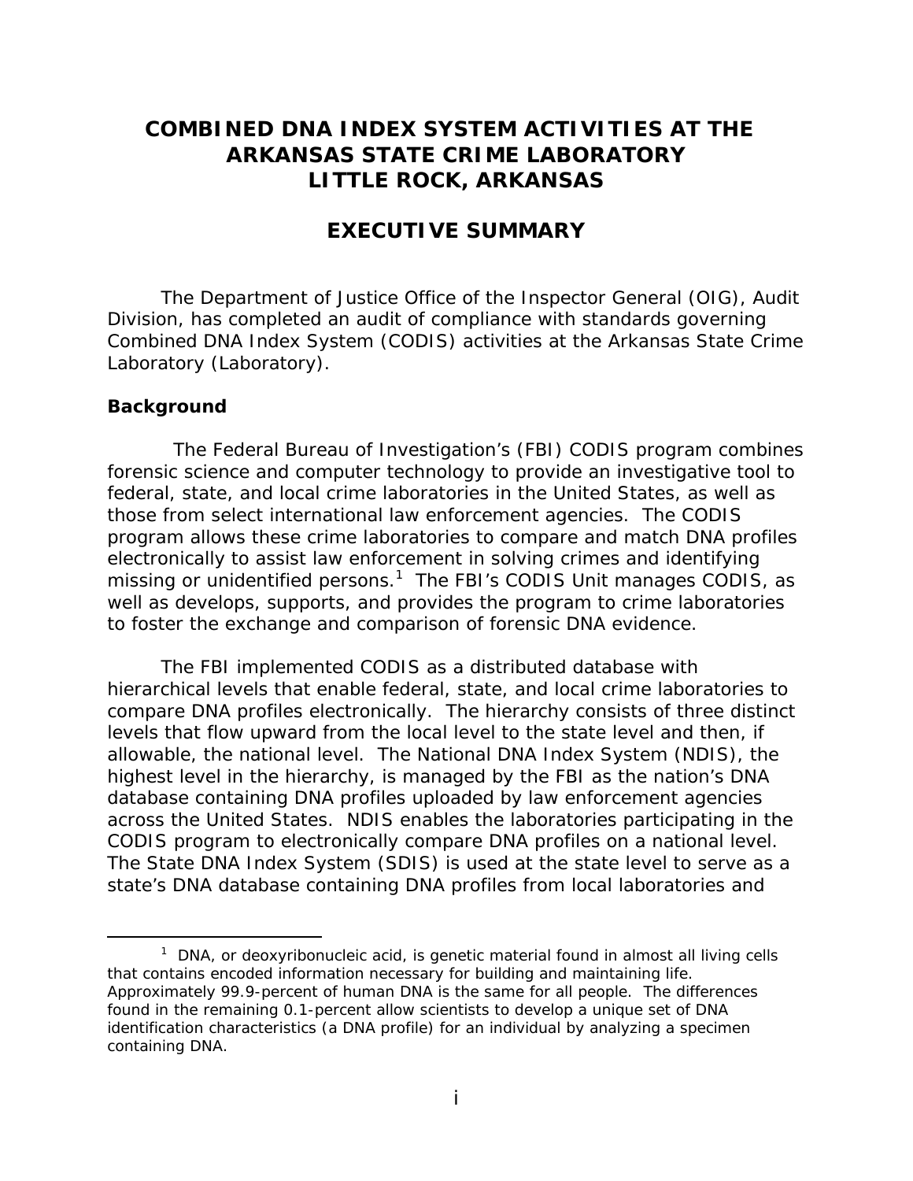# COMBINED DNA INDEX SYSTEM ACTIVITIES AT THE ARKANSAS STATE CRIME LABORATORY LITTLE ROCK, ARKANSAS

## EXECUTIVE SUMMARY

The Department of Justice Office of the Inspector General (OIG), Audit Division, has completed an audit of compliance with standards governing Combined DNA Index System (CODIS) activities at the Arkansas State Crime Laboratory (Laboratory).

### Background

The Federal Bureau of Investigation's (FBI) CODIS program combines forensic science and computer technology to provide an investigative tool to federal, state, and local crime laboratories in the United States, as well as those from select international law enforcement agencies. The CODIS program allows these crime laboratories to compare and match DNA profiles electronically to assist law enforcement in solving crimes and identifying missing or unidentified persons.[1] The FBI's CODIS Unit manages CODIS, as well as develops, supports, and provides the program to crime laboratories to foster the exchange and comparison of forensic DNA evidence.

The FBI implemented CODIS as a distributed database with hierarchical levels that enable federal, state, and local crime laboratories to compare DNA profiles electronically. The hierarchy consists of three distinct levels that flow upward from the local level to the state level and then, if allowable, the national level. The National DNA Index System (NDIS), the highest level in the hierarchy, is managed by the FBI as the nation's DNA database containing DNA profiles uploaded by law enforcement agencies across the United States. NDIS enables the laboratories participating in the CODIS program to electronically compare DNA profiles on a national level. The State DNA Index System (SDIS) is used at the state level to serve as a state's DNA database containing DNA profiles from local laboratories and

---

[1] DNA, or deoxyribonucleic acid, is genetic material found in almost all living cells that contains encoded information necessary for building and maintaining life. Approximately 99.9-percent of human DNA is the same for all people. The differences found in the remaining 0.1-percent allow scientists to develop a unique set of DNA identification characteristics (a DNA profile) for an individual by analyzing a specimen containing DNA.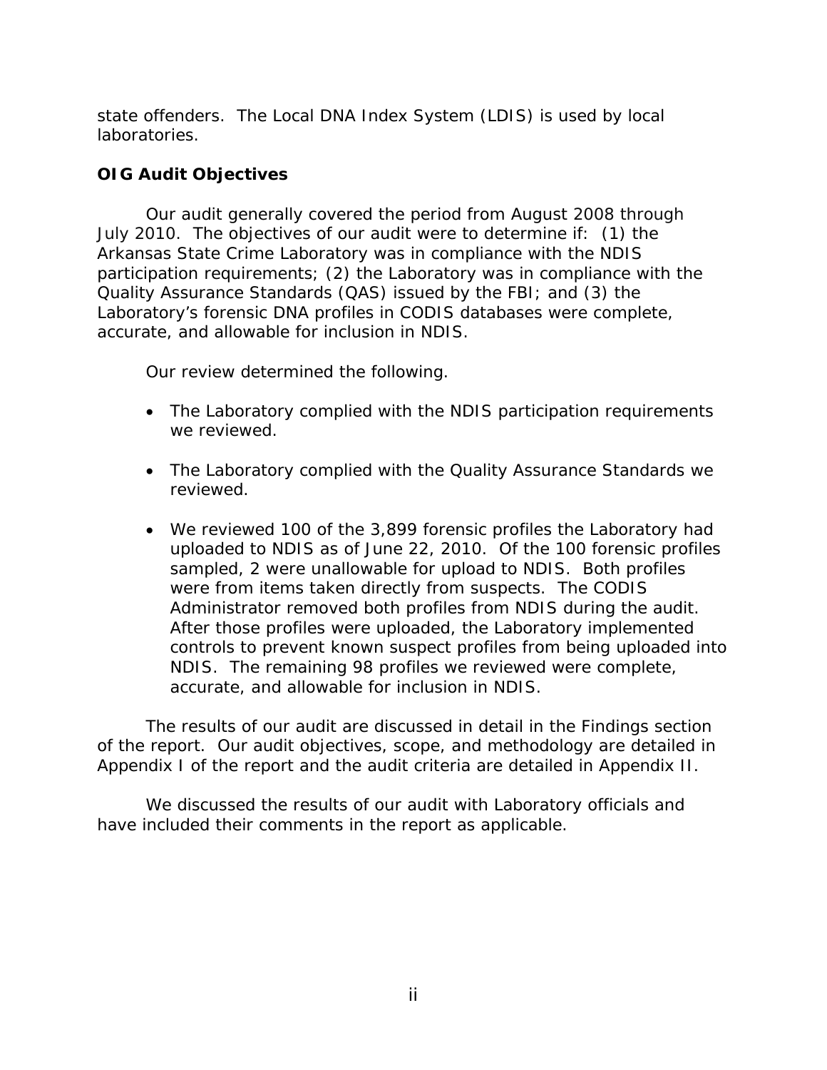state offenders. The Local DNA Index System (LDIS) is used by local laboratories.

**OIG Audit Objectives**

Our audit generally covered the period from August 2008 through July 2010. The objectives of our audit were to determine if: (1) the Arkansas State Crime Laboratory was in compliance with the NDIS participation requirements; (2) the Laboratory was in compliance with the Quality Assurance Standards (QAS) issued by the FBI; and (3) the Laboratory's forensic DNA profiles in CODIS databases were complete, accurate, and allowable for inclusion in NDIS.

Our review determined the following.

- The Laboratory complied with the NDIS participation requirements we reviewed.
- The Laboratory complied with the Quality Assurance Standards we reviewed.
- We reviewed 100 of the 3,899 forensic profiles the Laboratory had uploaded to NDIS as of June 22, 2010. Of the 100 forensic profiles sampled, 2 were unallowable for upload to NDIS. Both profiles were from items taken directly from suspects. The CODIS Administrator removed both profiles from NDIS during the audit. After those profiles were uploaded, the Laboratory implemented controls to prevent known suspect profiles from being uploaded into NDIS. The remaining 98 profiles we reviewed were complete, accurate, and allowable for inclusion in NDIS.

The results of our audit are discussed in detail in the Findings section of the report. Our audit objectives, scope, and methodology are detailed in Appendix I of the report and the audit criteria are detailed in Appendix II.

We discussed the results of our audit with Laboratory officials and have included their comments in the report as applicable.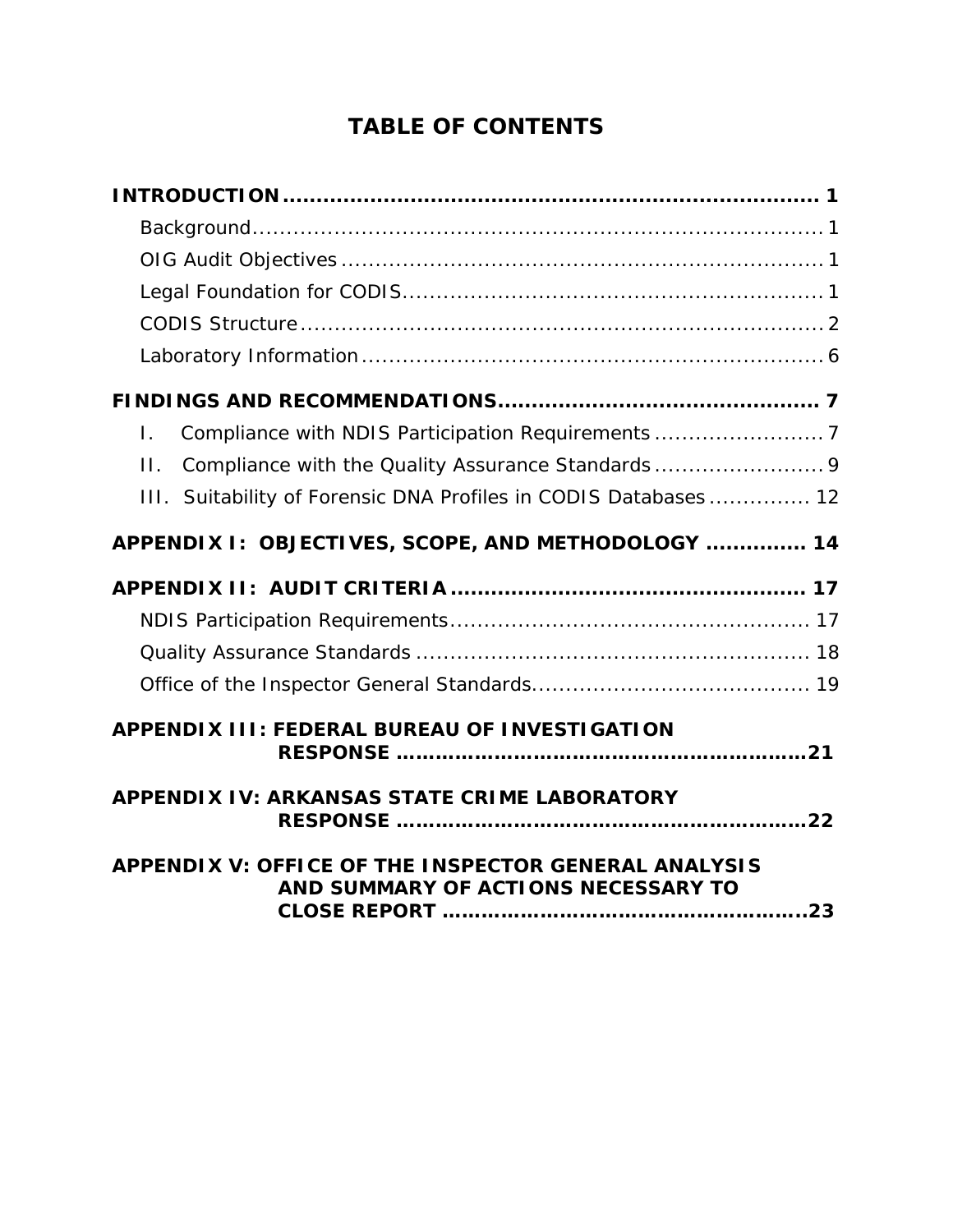# TABLE OF CONTENTS

**INTRODUCTION ......................................................................... 1**

- Background ......................................................................... 1
- OIG Audit Objectives ......................................................................... 1
- Legal Foundation for CODIS ......................................................................... 1
- CODIS Structure ......................................................................... 2
- Laboratory Information ......................................................................... 6

**FINDINGS AND RECOMMENDATIONS ............................................. 7**

- I. Compliance with NDIS Participation Requirements ......................... 7
- II. Compliance with the Quality Assurance Standards ......................... 9
- III. Suitability of Forensic DNA Profiles in CODIS Databases .............. 12

**APPENDIX I: OBJECTIVES, SCOPE, AND METHODOLOGY .............. 14**

**APPENDIX II: AUDIT CRITERIA .................................................... 17**

- NDIS Participation Requirements ..................................................... 17
- Quality Assurance Standards ......................................................... 18
- Office of the Inspector General Standards......................................... 19

**APPENDIX III: FEDERAL BUREAU OF INVESTIGATION RESPONSE ............................................................21**

**APPENDIX IV: ARKANSAS STATE CRIME LABORATORY RESPONSE ............................................................22**

**APPENDIX V: OFFICE OF THE INSPECTOR GENERAL ANALYSIS AND SUMMARY OF ACTIONS NECESSARY TO CLOSE REPORT ....................................................23**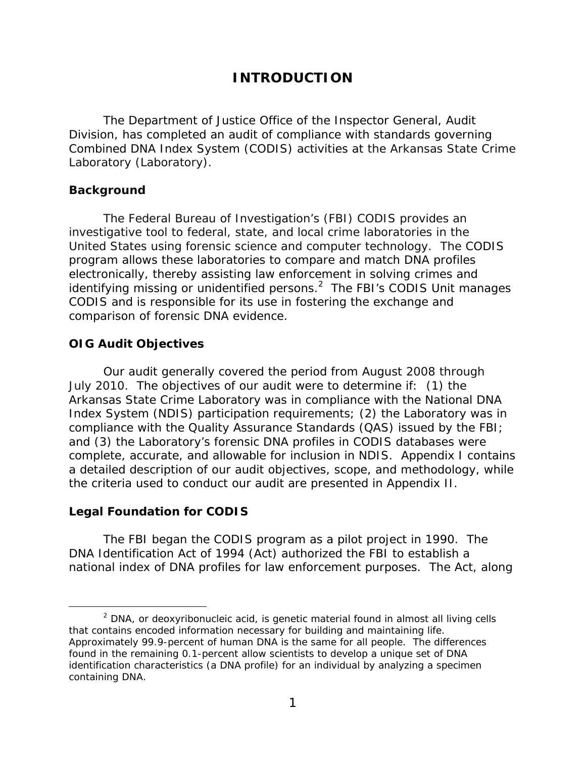# INTRODUCTION

The Department of Justice Office of the Inspector General, Audit Division, has completed an audit of compliance with standards governing Combined DNA Index System (CODIS) activities at the Arkansas State Crime Laboratory (Laboratory).

## Background

The Federal Bureau of Investigation's (FBI) CODIS provides an investigative tool to federal, state, and local crime laboratories in the United States using forensic science and computer technology. The CODIS program allows these laboratories to compare and match DNA profiles electronically, thereby assisting law enforcement in solving crimes and identifying missing or unidentified persons.[2] The FBI's CODIS Unit manages CODIS and is responsible for its use in fostering the exchange and comparison of forensic DNA evidence.

## OIG Audit Objectives

Our audit generally covered the period from August 2008 through July 2010. The objectives of our audit were to determine if: (1) the Arkansas State Crime Laboratory was in compliance with the National DNA Index System (NDIS) participation requirements; (2) the Laboratory was in compliance with the Quality Assurance Standards (QAS) issued by the FBI; and (3) the Laboratory's forensic DNA profiles in CODIS databases were complete, accurate, and allowable for inclusion in NDIS. Appendix I contains a detailed description of our audit objectives, scope, and methodology, while the criteria used to conduct our audit are presented in Appendix II.

## Legal Foundation for CODIS

The FBI began the CODIS program as a pilot project in 1990. The DNA Identification Act of 1994 (Act) authorized the FBI to establish a national index of DNA profiles for law enforcement purposes. The Act, along

---

[2] DNA, or deoxyribonucleic acid, is genetic material found in almost all living cells that contains encoded information necessary for building and maintaining life. Approximately 99.9-percent of human DNA is the same for all people. The differences found in the remaining 0.1-percent allow scientists to develop a unique set of DNA identification characteristics (a DNA profile) for an individual by analyzing a specimen containing DNA.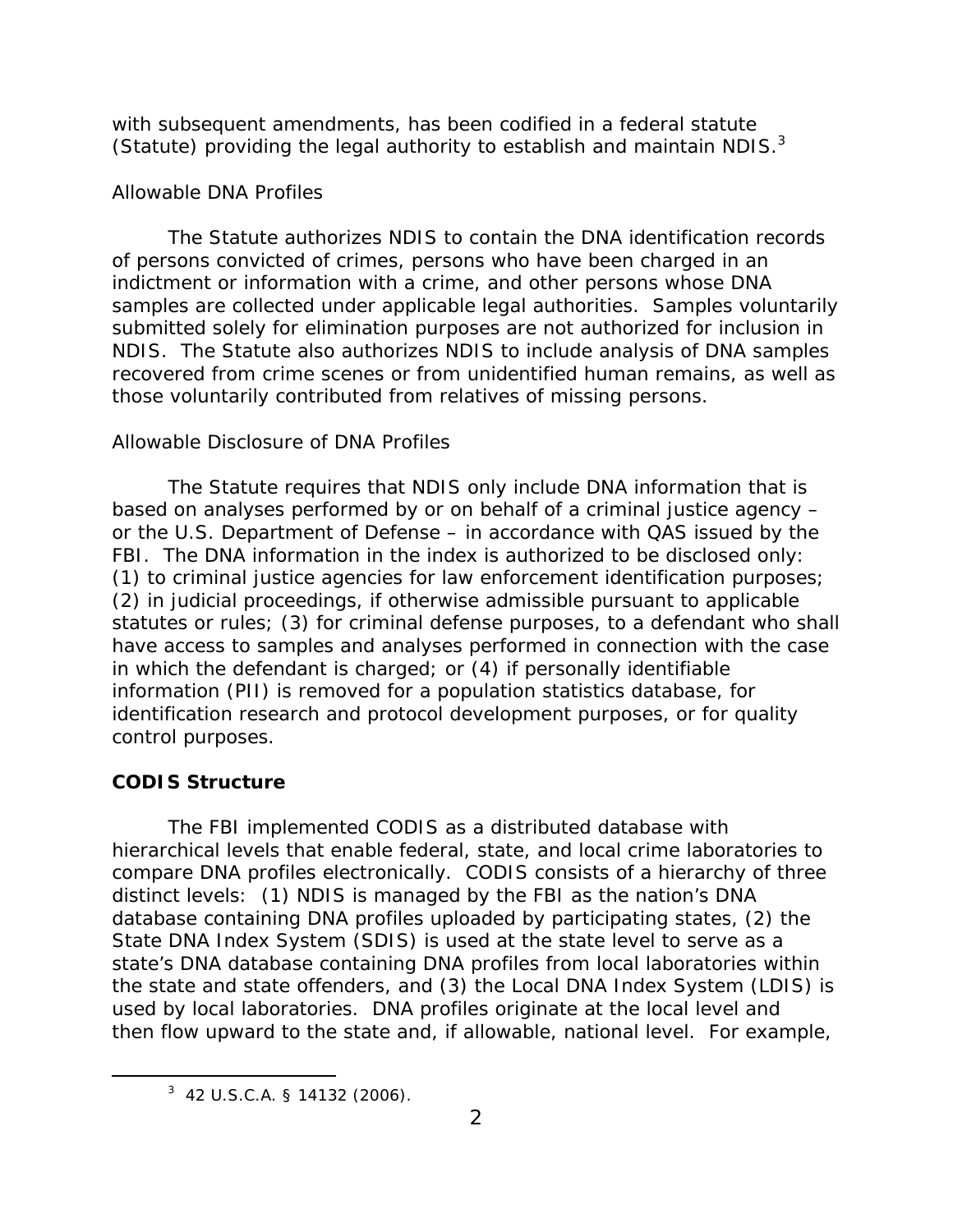with subsequent amendments, has been codified in a federal statute (Statute) providing the legal authority to establish and maintain NDIS.[3]

*Allowable DNA Profiles*

The Statute authorizes NDIS to contain the DNA identification records of persons convicted of crimes, persons who have been charged in an indictment or information with a crime, and other persons whose DNA samples are collected under applicable legal authorities. Samples voluntarily submitted solely for elimination purposes are not authorized for inclusion in NDIS. The Statute also authorizes NDIS to include analysis of DNA samples recovered from crime scenes or from unidentified human remains, as well as those voluntarily contributed from relatives of missing persons.

*Allowable Disclosure of DNA Profiles*

The Statute requires that NDIS only include DNA information that is based on analyses performed by or on behalf of a criminal justice agency – or the U.S. Department of Defense – in accordance with QAS issued by the FBI. The DNA information in the index is authorized to be disclosed only: (1) to criminal justice agencies for law enforcement identification purposes; (2) in judicial proceedings, if otherwise admissible pursuant to applicable statutes or rules; (3) for criminal defense purposes, to a defendant who shall have access to samples and analyses performed in connection with the case in which the defendant is charged; or (4) if personally identifiable information (PII) is removed for a population statistics database, for identification research and protocol development purposes, or for quality control purposes.

**CODIS Structure**

The FBI implemented CODIS as a distributed database with hierarchical levels that enable federal, state, and local crime laboratories to compare DNA profiles electronically. CODIS consists of a hierarchy of three distinct levels: (1) NDIS is managed by the FBI as the nation's DNA database containing DNA profiles uploaded by participating states, (2) the State DNA Index System (SDIS) is used at the state level to serve as a state's DNA database containing DNA profiles from local laboratories within the state and state offenders, and (3) the Local DNA Index System (LDIS) is used by local laboratories. DNA profiles originate at the local level and then flow upward to the state and, if allowable, national level. For example,

[3] 42 U.S.C.A. § 14132 (2006).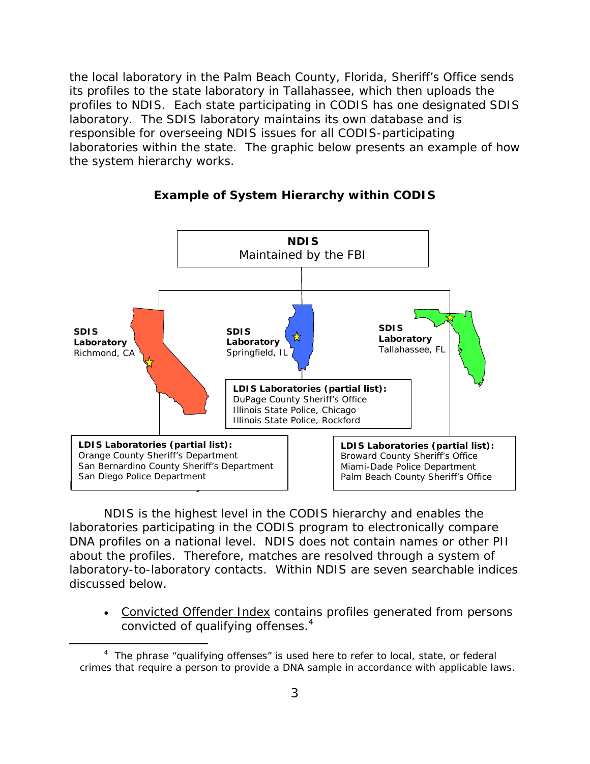the local laboratory in the Palm Beach County, Florida, Sheriff's Office sends its profiles to the state laboratory in Tallahassee, which then uploads the profiles to NDIS. Each state participating in CODIS has one designated SDIS laboratory. The SDIS laboratory maintains its own database and is responsible for overseeing NDIS issues for all CODIS-participating laboratories within the state. The graphic below presents an example of how the system hierarchy works.

**Example of System Hierarchy within CODIS**

**NDIS**
Maintained by the FBI

**SDIS Laboratory**
Richmond, CA

**LDIS Laboratories (partial list):**
Orange County Sheriff's Department
San Bernardino County Sheriff's Department
San Diego Police Department

**SDIS Laboratory**
Springfield, IL

**LDIS Laboratories (partial list):**
DuPage County Sheriff's Office
Illinois State Police, Chicago
Illinois State Police, Rockford

**SDIS Laboratory**
Tallahassee, FL

**LDIS Laboratories (partial list):**
Broward County Sheriff's Office
Miami-Dade Police Department
Palm Beach County Sheriff's Office

NDIS is the highest level in the CODIS hierarchy and enables the laboratories participating in the CODIS program to electronically compare DNA profiles on a national level. NDIS does not contain names or other PII about the profiles. Therefore, matches are resolved through a system of laboratory-to-laboratory contacts. Within NDIS are seven searchable indices discussed below.

- Convicted Offender Index contains profiles generated from persons convicted of qualifying offenses.[4]

[4] The phrase "qualifying offenses" is used here to refer to local, state, or federal crimes that require a person to provide a DNA sample in accordance with applicable laws.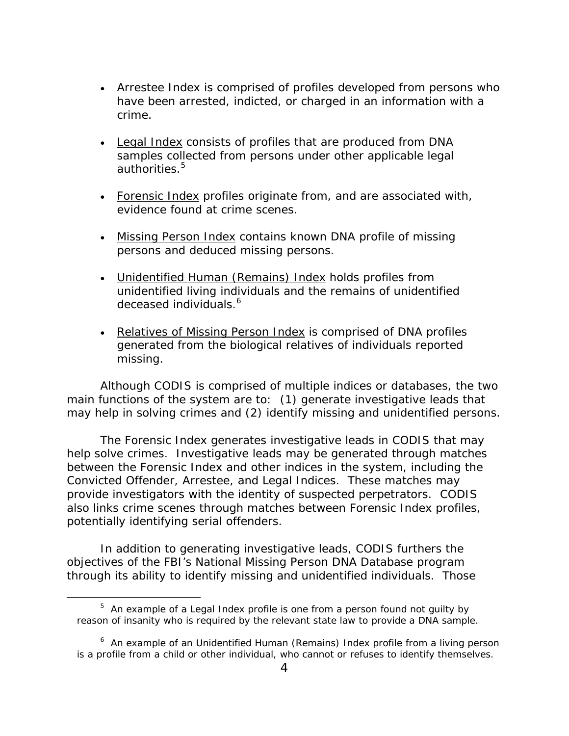- Arrestee Index is comprised of profiles developed from persons who have been arrested, indicted, or charged in an information with a crime.

- Legal Index consists of profiles that are produced from DNA samples collected from persons under other applicable legal authorities.[5]

- Forensic Index profiles originate from, and are associated with, evidence found at crime scenes.

- Missing Person Index contains known DNA profile of missing persons and deduced missing persons.

- Unidentified Human (Remains) Index holds profiles from unidentified living individuals and the remains of unidentified deceased individuals.[6]

- Relatives of Missing Person Index is comprised of DNA profiles generated from the biological relatives of individuals reported missing.

Although CODIS is comprised of multiple indices or databases, the two main functions of the system are to: (1) generate investigative leads that may help in solving crimes and (2) identify missing and unidentified persons.

The Forensic Index generates investigative leads in CODIS that may help solve crimes. Investigative leads may be generated through matches between the Forensic Index and other indices in the system, including the Convicted Offender, Arrestee, and Legal Indices. These matches may provide investigators with the identity of suspected perpetrators. CODIS also links crime scenes through matches between Forensic Index profiles, potentially identifying serial offenders.

In addition to generating investigative leads, CODIS furthers the objectives of the FBI's National Missing Person DNA Database program through its ability to identify missing and unidentified individuals. Those

---

[5] An example of a Legal Index profile is one from a person found not guilty by reason of insanity who is required by the relevant state law to provide a DNA sample.

[6] An example of an Unidentified Human (Remains) Index profile from a living person is a profile from a child or other individual, who cannot or refuses to identify themselves.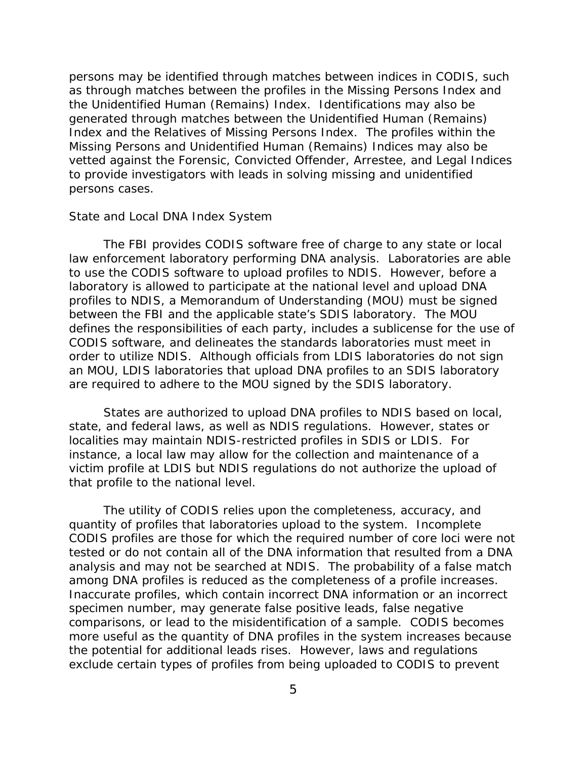persons may be identified through matches between indices in CODIS, such as through matches between the profiles in the Missing Persons Index and the Unidentified Human (Remains) Index. Identifications may also be generated through matches between the Unidentified Human (Remains) Index and the Relatives of Missing Persons Index. The profiles within the Missing Persons and Unidentified Human (Remains) Indices may also be vetted against the Forensic, Convicted Offender, Arrestee, and Legal Indices to provide investigators with leads in solving missing and unidentified persons cases.

### State and Local DNA Index System

The FBI provides CODIS software free of charge to any state or local law enforcement laboratory performing DNA analysis. Laboratories are able to use the CODIS software to upload profiles to NDIS. However, before a laboratory is allowed to participate at the national level and upload DNA profiles to NDIS, a Memorandum of Understanding (MOU) must be signed between the FBI and the applicable state's SDIS laboratory. The MOU defines the responsibilities of each party, includes a sublicense for the use of CODIS software, and delineates the standards laboratories must meet in order to utilize NDIS. Although officials from LDIS laboratories do not sign an MOU, LDIS laboratories that upload DNA profiles to an SDIS laboratory are required to adhere to the MOU signed by the SDIS laboratory.

States are authorized to upload DNA profiles to NDIS based on local, state, and federal laws, as well as NDIS regulations. However, states or localities may maintain NDIS-restricted profiles in SDIS or LDIS. For instance, a local law may allow for the collection and maintenance of a victim profile at LDIS but NDIS regulations do not authorize the upload of that profile to the national level.

The utility of CODIS relies upon the completeness, accuracy, and quantity of profiles that laboratories upload to the system. Incomplete CODIS profiles are those for which the required number of core loci were not tested or do not contain all of the DNA information that resulted from a DNA analysis and may not be searched at NDIS. The probability of a false match among DNA profiles is reduced as the completeness of a profile increases. Inaccurate profiles, which contain incorrect DNA information or an incorrect specimen number, may generate false positive leads, false negative comparisons, or lead to the misidentification of a sample. CODIS becomes more useful as the quantity of DNA profiles in the system increases because the potential for additional leads rises. However, laws and regulations exclude certain types of profiles from being uploaded to CODIS to prevent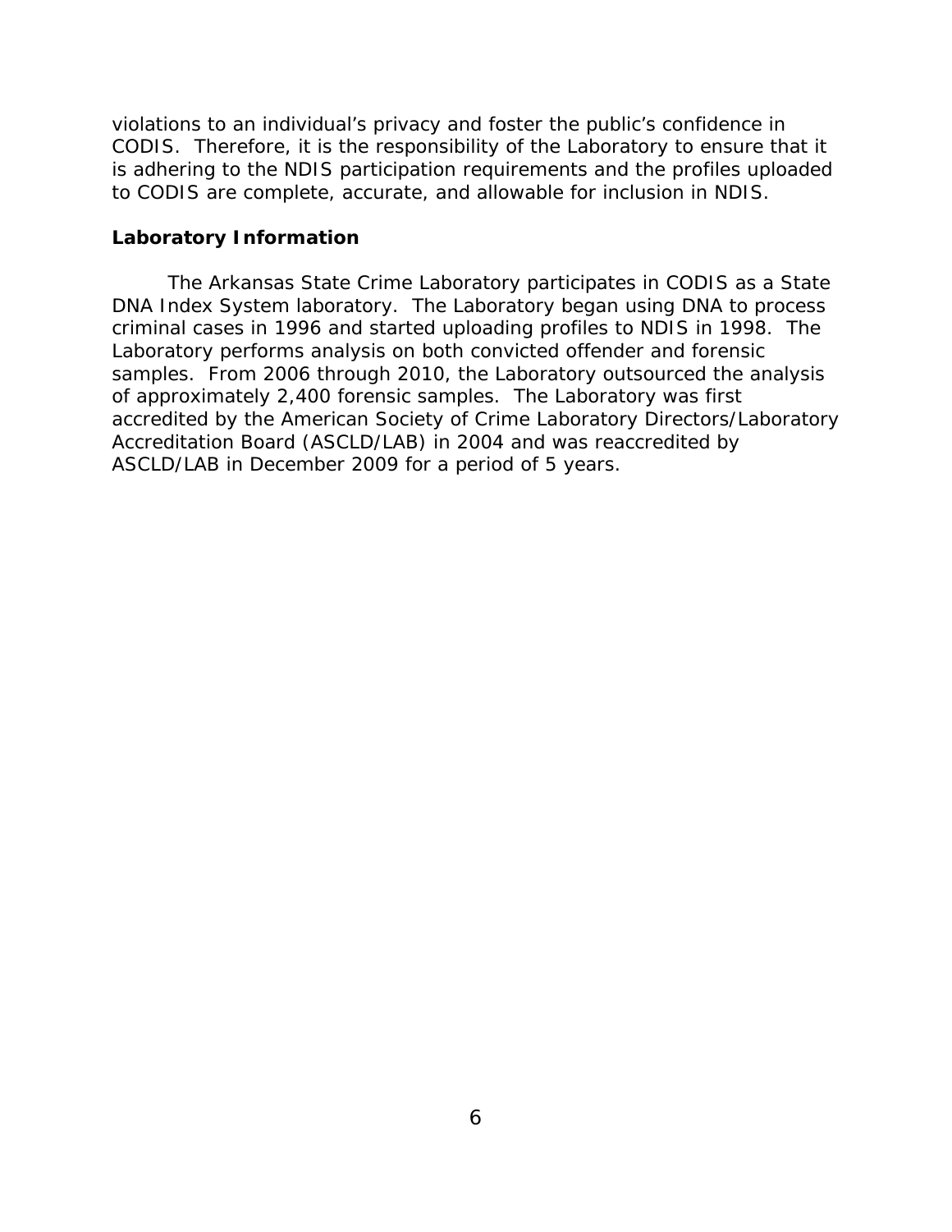violations to an individual's privacy and foster the public's confidence in CODIS. Therefore, it is the responsibility of the Laboratory to ensure that it is adhering to the NDIS participation requirements and the profiles uploaded to CODIS are complete, accurate, and allowable for inclusion in NDIS.

**Laboratory Information**

The Arkansas State Crime Laboratory participates in CODIS as a State DNA Index System laboratory. The Laboratory began using DNA to process criminal cases in 1996 and started uploading profiles to NDIS in 1998. The Laboratory performs analysis on both convicted offender and forensic samples. From 2006 through 2010, the Laboratory outsourced the analysis of approximately 2,400 forensic samples. The Laboratory was first accredited by the American Society of Crime Laboratory Directors/Laboratory Accreditation Board (ASCLD/LAB) in 2004 and was reaccredited by ASCLD/LAB in December 2009 for a period of 5 years.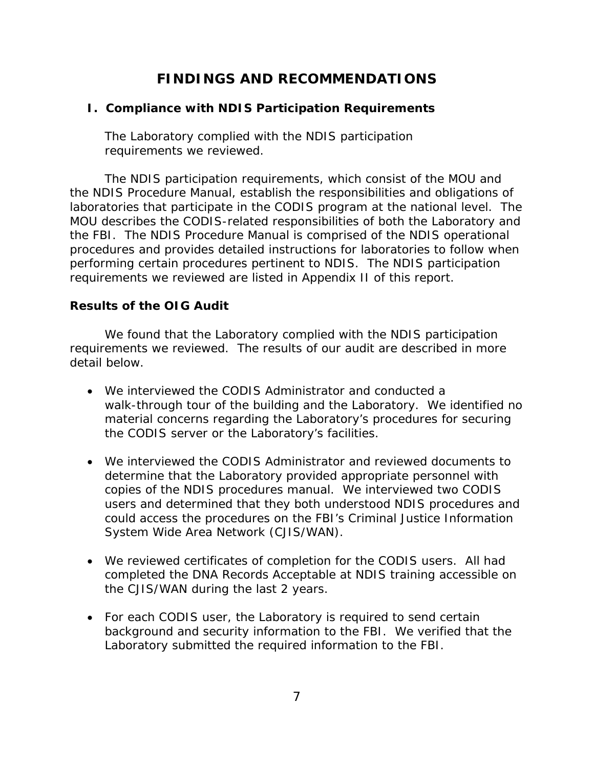# FINDINGS AND RECOMMENDATIONS

## I. Compliance with NDIS Participation Requirements

The Laboratory complied with the NDIS participation requirements we reviewed.

The NDIS participation requirements, which consist of the MOU and the NDIS Procedure Manual, establish the responsibilities and obligations of laboratories that participate in the CODIS program at the national level. The MOU describes the CODIS-related responsibilities of both the Laboratory and the FBI. The NDIS Procedure Manual is comprised of the NDIS operational procedures and provides detailed instructions for laboratories to follow when performing certain procedures pertinent to NDIS. The NDIS participation requirements we reviewed are listed in Appendix II of this report.

### Results of the OIG Audit

We found that the Laboratory complied with the NDIS participation requirements we reviewed. The results of our audit are described in more detail below.

- We interviewed the CODIS Administrator and conducted a walk-through tour of the building and the Laboratory. We identified no material concerns regarding the Laboratory's procedures for securing the CODIS server or the Laboratory's facilities.
- We interviewed the CODIS Administrator and reviewed documents to determine that the Laboratory provided appropriate personnel with copies of the NDIS procedures manual. We interviewed two CODIS users and determined that they both understood NDIS procedures and could access the procedures on the FBI's Criminal Justice Information System Wide Area Network (CJIS/WAN).
- We reviewed certificates of completion for the CODIS users. All had completed the DNA Records Acceptable at NDIS training accessible on the CJIS/WAN during the last 2 years.
- For each CODIS user, the Laboratory is required to send certain background and security information to the FBI. We verified that the Laboratory submitted the required information to the FBI.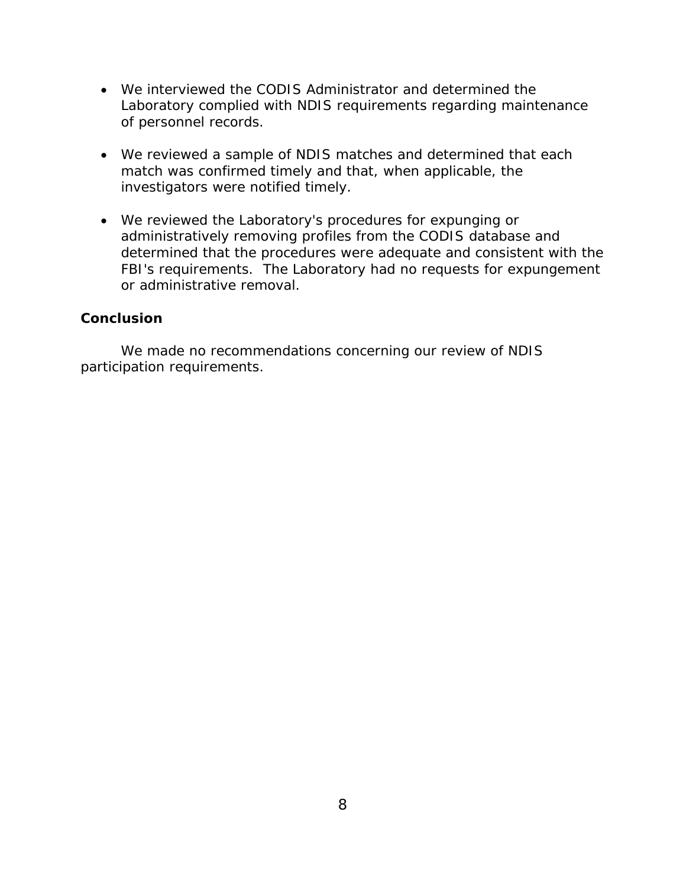- We interviewed the CODIS Administrator and determined the Laboratory complied with NDIS requirements regarding maintenance of personnel records.

- We reviewed a sample of NDIS matches and determined that each match was confirmed timely and that, when applicable, the investigators were notified timely.

- We reviewed the Laboratory's procedures for expunging or administratively removing profiles from the CODIS database and determined that the procedures were adequate and consistent with the FBI's requirements. The Laboratory had no requests for expungement or administrative removal.

### Conclusion

We made no recommendations concerning our review of NDIS participation requirements.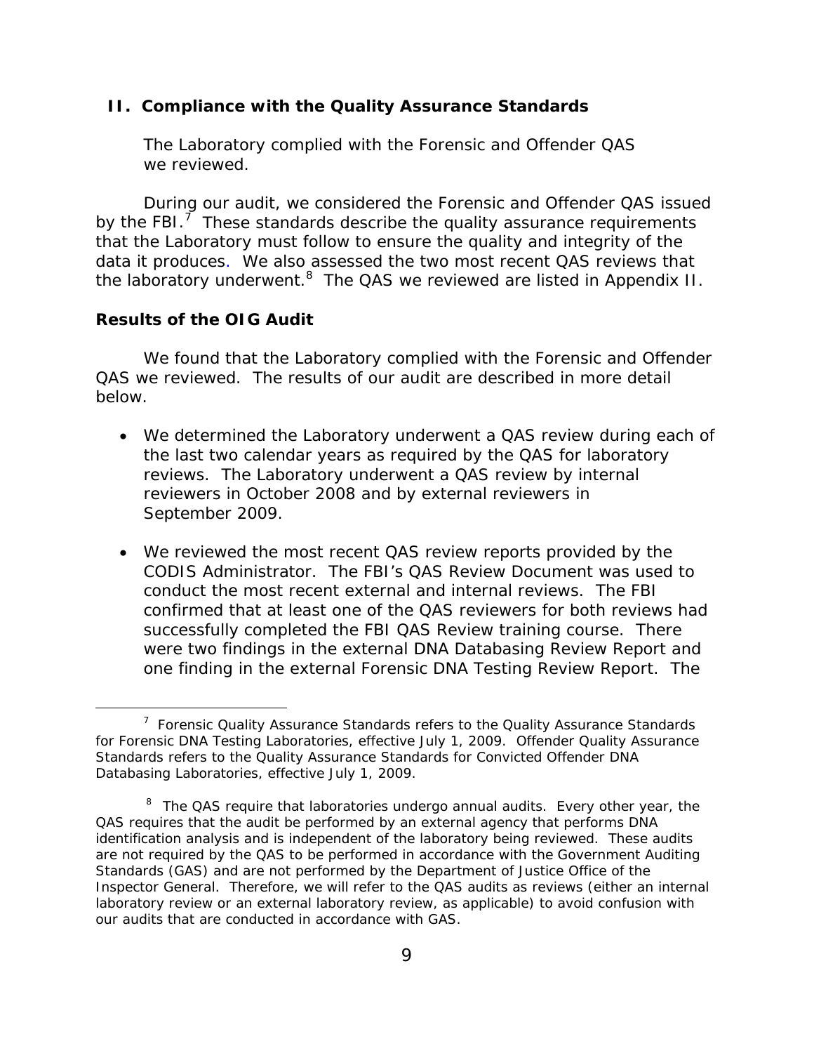## II. Compliance with the Quality Assurance Standards

The Laboratory complied with the Forensic and Offender QAS we reviewed.

During our audit, we considered the Forensic and Offender QAS issued by the FBI.[7] These standards describe the quality assurance requirements that the Laboratory must follow to ensure the quality and integrity of the data it produces. We also assessed the two most recent QAS reviews that the laboratory underwent.[8] The QAS we reviewed are listed in Appendix II.

### Results of the OIG Audit

We found that the Laboratory complied with the Forensic and Offender QAS we reviewed. The results of our audit are described in more detail below.

- We determined the Laboratory underwent a QAS review during each of the last two calendar years as required by the QAS for laboratory reviews. The Laboratory underwent a QAS review by internal reviewers in October 2008 and by external reviewers in September 2009.
- We reviewed the most recent QAS review reports provided by the CODIS Administrator. The FBI's QAS Review Document was used to conduct the most recent external and internal reviews. The FBI confirmed that at least one of the QAS reviewers for both reviews had successfully completed the FBI QAS Review training course. There were two findings in the external DNA Databasing Review Report and one finding in the external Forensic DNA Testing Review Report. The

---

[7] Forensic Quality Assurance Standards refers to the Quality Assurance Standards for Forensic DNA Testing Laboratories, effective July 1, 2009. Offender Quality Assurance Standards refers to the Quality Assurance Standards for Convicted Offender DNA Databasing Laboratories, effective July 1, 2009.

[8] The QAS require that laboratories undergo annual audits. Every other year, the QAS requires that the audit be performed by an external agency that performs DNA identification analysis and is independent of the laboratory being reviewed. These audits are not required by the QAS to be performed in accordance with the Government Auditing Standards (GAS) and are not performed by the Department of Justice Office of the Inspector General. Therefore, we will refer to the QAS audits as reviews (either an internal laboratory review or an external laboratory review, as applicable) to avoid confusion with our audits that are conducted in accordance with GAS.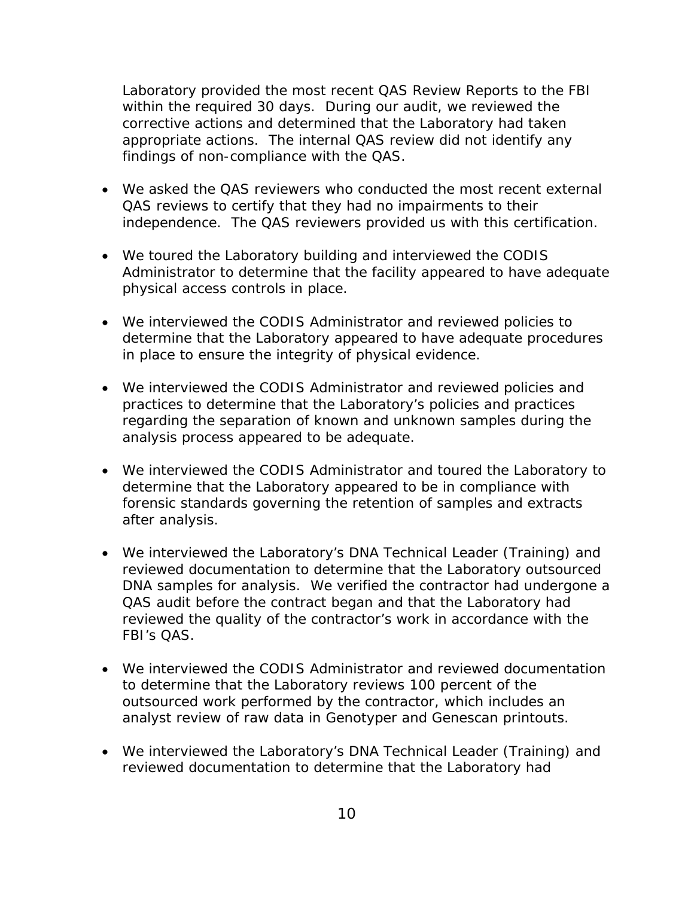Laboratory provided the most recent QAS Review Reports to the FBI within the required 30 days. During our audit, we reviewed the corrective actions and determined that the Laboratory had taken appropriate actions. The internal QAS review did not identify any findings of non-compliance with the QAS.

- We asked the QAS reviewers who conducted the most recent external QAS reviews to certify that they had no impairments to their independence. The QAS reviewers provided us with this certification.

- We toured the Laboratory building and interviewed the CODIS Administrator to determine that the facility appeared to have adequate physical access controls in place.

- We interviewed the CODIS Administrator and reviewed policies to determine that the Laboratory appeared to have adequate procedures in place to ensure the integrity of physical evidence.

- We interviewed the CODIS Administrator and reviewed policies and practices to determine that the Laboratory's policies and practices regarding the separation of known and unknown samples during the analysis process appeared to be adequate.

- We interviewed the CODIS Administrator and toured the Laboratory to determine that the Laboratory appeared to be in compliance with forensic standards governing the retention of samples and extracts after analysis.

- We interviewed the Laboratory's DNA Technical Leader (Training) and reviewed documentation to determine that the Laboratory outsourced DNA samples for analysis. We verified the contractor had undergone a QAS audit before the contract began and that the Laboratory had reviewed the quality of the contractor's work in accordance with the FBI's QAS.

- We interviewed the CODIS Administrator and reviewed documentation to determine that the Laboratory reviews 100 percent of the outsourced work performed by the contractor, which includes an analyst review of raw data in Genotyper and Genescan printouts.

- We interviewed the Laboratory's DNA Technical Leader (Training) and reviewed documentation to determine that the Laboratory had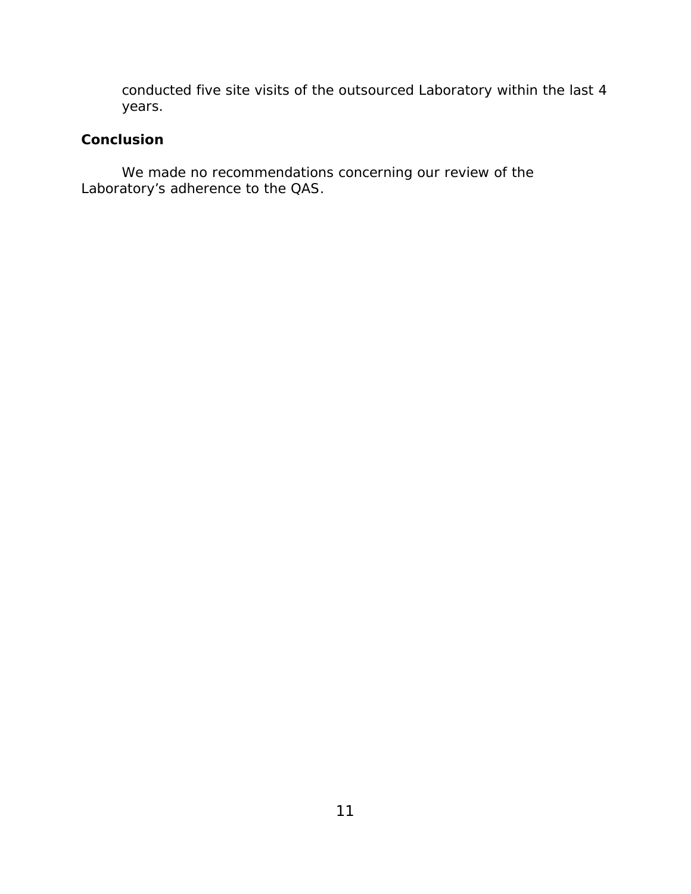conducted five site visits of the outsourced Laboratory within the last 4 years.

**Conclusion**

We made no recommendations concerning our review of the Laboratory's adherence to the QAS.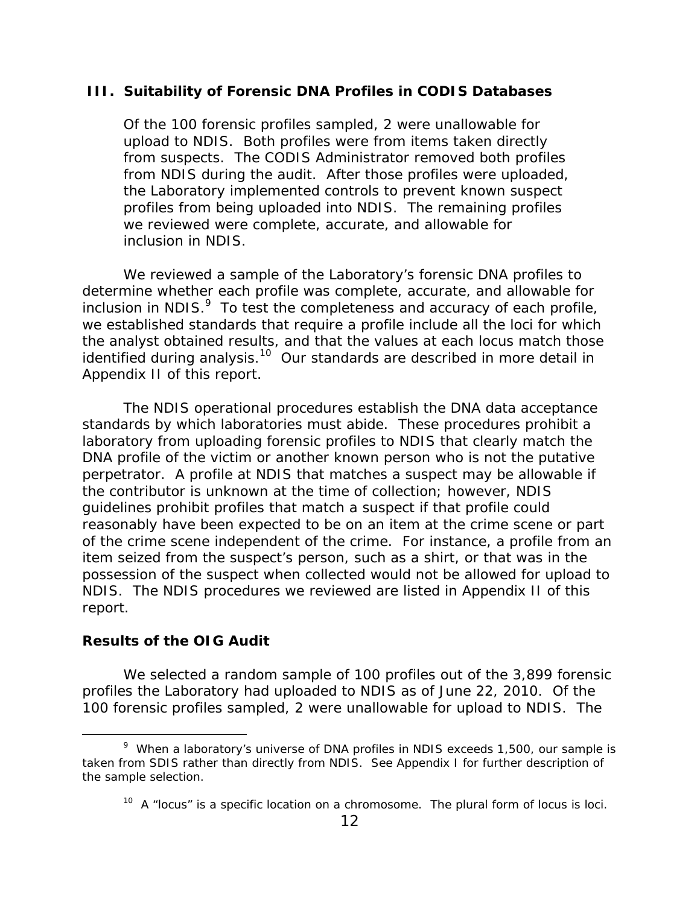## III. Suitability of Forensic DNA Profiles in CODIS Databases

Of the 100 forensic profiles sampled, 2 were unallowable for upload to NDIS. Both profiles were from items taken directly from suspects. The CODIS Administrator removed both profiles from NDIS during the audit. After those profiles were uploaded, the Laboratory implemented controls to prevent known suspect profiles from being uploaded into NDIS. The remaining profiles we reviewed were complete, accurate, and allowable for inclusion in NDIS.

We reviewed a sample of the Laboratory's forensic DNA profiles to determine whether each profile was complete, accurate, and allowable for inclusion in NDIS.[9] To test the completeness and accuracy of each profile, we established standards that require a profile include all the loci for which the analyst obtained results, and that the values at each locus match those identified during analysis.[10] Our standards are described in more detail in Appendix II of this report.

The NDIS operational procedures establish the DNA data acceptance standards by which laboratories must abide. These procedures prohibit a laboratory from uploading forensic profiles to NDIS that clearly match the DNA profile of the victim or another known person who is not the putative perpetrator. A profile at NDIS that matches a suspect may be allowable if the contributor is unknown at the time of collection; however, NDIS guidelines prohibit profiles that match a suspect if that profile could reasonably have been expected to be on an item at the crime scene or part of the crime scene independent of the crime. For instance, a profile from an item seized from the suspect's person, such as a shirt, or that was in the possession of the suspect when collected would not be allowed for upload to NDIS. The NDIS procedures we reviewed are listed in Appendix II of this report.

### Results of the OIG Audit

We selected a random sample of 100 profiles out of the 3,899 forensic profiles the Laboratory had uploaded to NDIS as of June 22, 2010. Of the 100 forensic profiles sampled, 2 were unallowable for upload to NDIS. The

[9] When a laboratory's universe of DNA profiles in NDIS exceeds 1,500, our sample is taken from SDIS rather than directly from NDIS. See Appendix I for further description of the sample selection.

[10] A "locus" is a specific location on a chromosome. The plural form of locus is loci.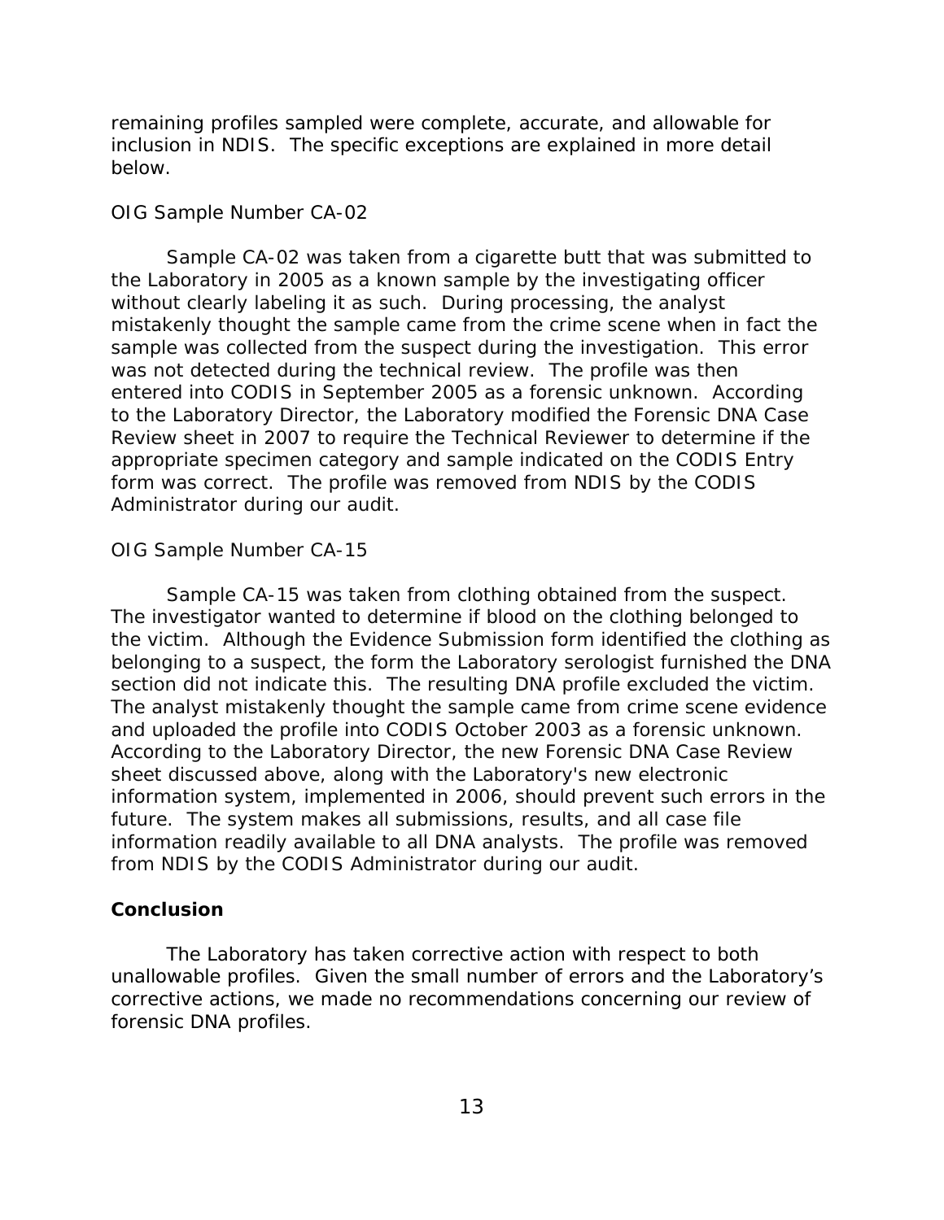remaining profiles sampled were complete, accurate, and allowable for inclusion in NDIS. The specific exceptions are explained in more detail below.

*OIG Sample Number CA-02*

Sample CA-02 was taken from a cigarette butt that was submitted to the Laboratory in 2005 as a known sample by the investigating officer without clearly labeling it as such. During processing, the analyst mistakenly thought the sample came from the crime scene when in fact the sample was collected from the suspect during the investigation. This error was not detected during the technical review. The profile was then entered into CODIS in September 2005 as a forensic unknown. According to the Laboratory Director, the Laboratory modified the Forensic DNA Case Review sheet in 2007 to require the Technical Reviewer to determine if the appropriate specimen category and sample indicated on the CODIS Entry form was correct. The profile was removed from NDIS by the CODIS Administrator during our audit.

*OIG Sample Number CA-15*

Sample CA-15 was taken from clothing obtained from the suspect. The investigator wanted to determine if blood on the clothing belonged to the victim. Although the Evidence Submission form identified the clothing as belonging to a suspect, the form the Laboratory serologist furnished the DNA section did not indicate this. The resulting DNA profile excluded the victim. The analyst mistakenly thought the sample came from crime scene evidence and uploaded the profile into CODIS October 2003 as a forensic unknown. According to the Laboratory Director, the new Forensic DNA Case Review sheet discussed above, along with the Laboratory's new electronic information system, implemented in 2006, should prevent such errors in the future. The system makes all submissions, results, and all case file information readily available to all DNA analysts. The profile was removed from NDIS by the CODIS Administrator during our audit.

**Conclusion**

The Laboratory has taken corrective action with respect to both unallowable profiles. Given the small number of errors and the Laboratory's corrective actions, we made no recommendations concerning our review of forensic DNA profiles.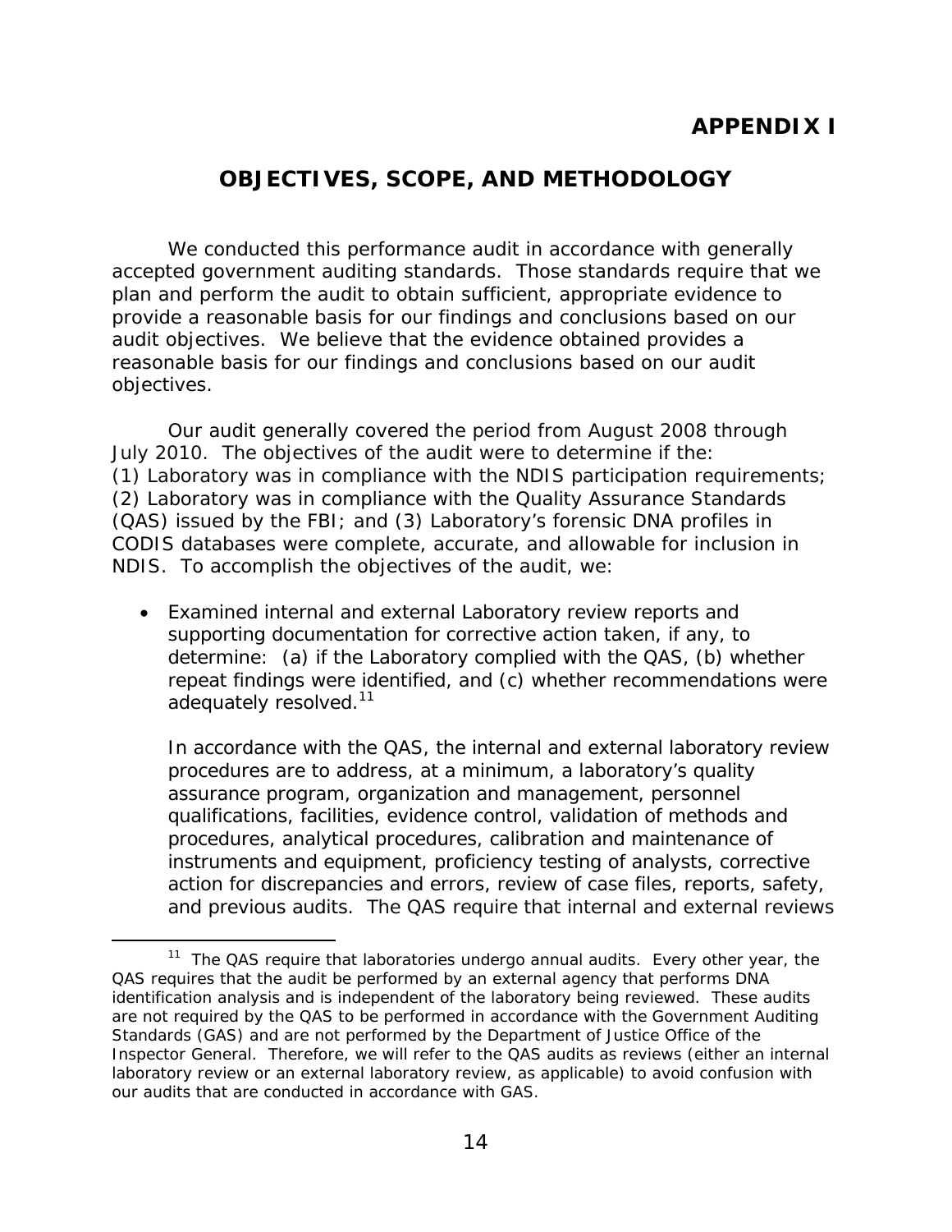## APPENDIX I

# OBJECTIVES, SCOPE, AND METHODOLOGY

We conducted this performance audit in accordance with generally accepted government auditing standards. Those standards require that we plan and perform the audit to obtain sufficient, appropriate evidence to provide a reasonable basis for our findings and conclusions based on our audit objectives. We believe that the evidence obtained provides a reasonable basis for our findings and conclusions based on our audit objectives.

Our audit generally covered the period from August 2008 through July 2010. The objectives of the audit were to determine if the: (1) Laboratory was in compliance with the NDIS participation requirements; (2) Laboratory was in compliance with the Quality Assurance Standards (QAS) issued by the FBI; and (3) Laboratory's forensic DNA profiles in CODIS databases were complete, accurate, and allowable for inclusion in NDIS. To accomplish the objectives of the audit, we:

- Examined internal and external Laboratory review reports and supporting documentation for corrective action taken, if any, to determine: (a) if the Laboratory complied with the QAS, (b) whether repeat findings were identified, and (c) whether recommendations were adequately resolved.[11]

  In accordance with the QAS, the internal and external laboratory review procedures are to address, at a minimum, a laboratory's quality assurance program, organization and management, personnel qualifications, facilities, evidence control, validation of methods and procedures, analytical procedures, calibration and maintenance of instruments and equipment, proficiency testing of analysts, corrective action for discrepancies and errors, review of case files, reports, safety, and previous audits. The QAS require that internal and external reviews

[11] The QAS require that laboratories undergo annual audits. Every other year, the QAS requires that the audit be performed by an external agency that performs DNA identification analysis and is independent of the laboratory being reviewed. These audits are not required by the QAS to be performed in accordance with the Government Auditing Standards (GAS) and are not performed by the Department of Justice Office of the Inspector General. Therefore, we will refer to the QAS audits as reviews (either an internal laboratory review or an external laboratory review, as applicable) to avoid confusion with our audits that are conducted in accordance with GAS.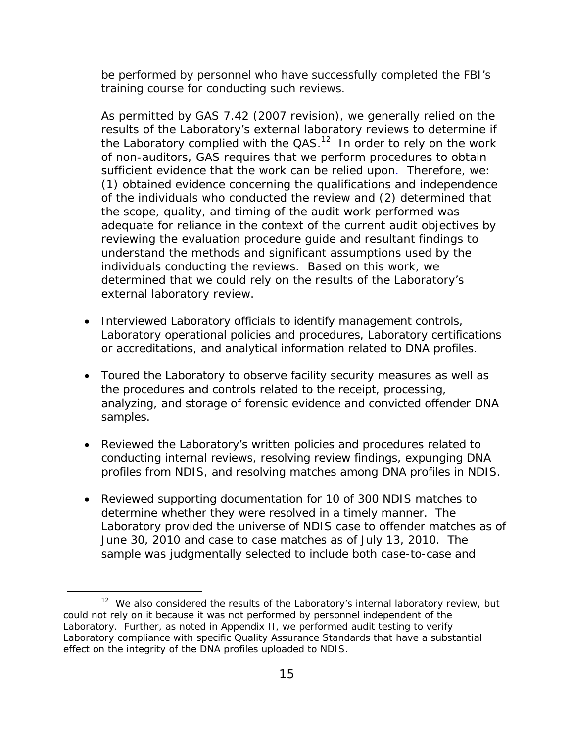be performed by personnel who have successfully completed the FBI's training course for conducting such reviews.

As permitted by GAS 7.42 (2007 revision), we generally relied on the results of the Laboratory's external laboratory reviews to determine if the Laboratory complied with the QAS.[12] In order to rely on the work of non-auditors, GAS requires that we perform procedures to obtain sufficient evidence that the work can be relied upon. Therefore, we: (1) obtained evidence concerning the qualifications and independence of the individuals who conducted the review and (2) determined that the scope, quality, and timing of the audit work performed was adequate for reliance in the context of the current audit objectives by reviewing the evaluation procedure guide and resultant findings to understand the methods and significant assumptions used by the individuals conducting the reviews. Based on this work, we determined that we could rely on the results of the Laboratory's external laboratory review.

- Interviewed Laboratory officials to identify management controls, Laboratory operational policies and procedures, Laboratory certifications or accreditations, and analytical information related to DNA profiles.

- Toured the Laboratory to observe facility security measures as well as the procedures and controls related to the receipt, processing, analyzing, and storage of forensic evidence and convicted offender DNA samples.

- Reviewed the Laboratory's written policies and procedures related to conducting internal reviews, resolving review findings, expunging DNA profiles from NDIS, and resolving matches among DNA profiles in NDIS.

- Reviewed supporting documentation for 10 of 300 NDIS matches to determine whether they were resolved in a timely manner. The Laboratory provided the universe of NDIS case to offender matches as of June 30, 2010 and case to case matches as of July 13, 2010. The sample was judgmentally selected to include both case-to-case and

---

[12] We also considered the results of the Laboratory's internal laboratory review, but could not rely on it because it was not performed by personnel independent of the Laboratory. Further, as noted in Appendix II, we performed audit testing to verify Laboratory compliance with specific Quality Assurance Standards that have a substantial effect on the integrity of the DNA profiles uploaded to NDIS.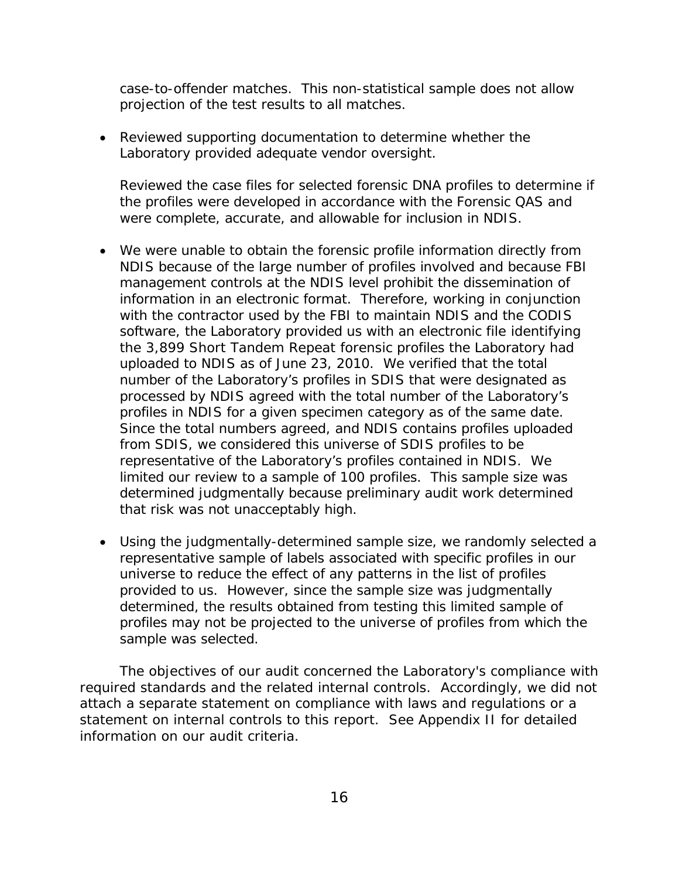case-to-offender matches. This non-statistical sample does not allow projection of the test results to all matches.

- Reviewed supporting documentation to determine whether the Laboratory provided adequate vendor oversight.

  Reviewed the case files for selected forensic DNA profiles to determine if the profiles were developed in accordance with the Forensic QAS and were complete, accurate, and allowable for inclusion in NDIS.

- We were unable to obtain the forensic profile information directly from NDIS because of the large number of profiles involved and because FBI management controls at the NDIS level prohibit the dissemination of information in an electronic format. Therefore, working in conjunction with the contractor used by the FBI to maintain NDIS and the CODIS software, the Laboratory provided us with an electronic file identifying the 3,899 Short Tandem Repeat forensic profiles the Laboratory had uploaded to NDIS as of June 23, 2010. We verified that the total number of the Laboratory's profiles in SDIS that were designated as processed by NDIS agreed with the total number of the Laboratory's profiles in NDIS for a given specimen category as of the same date. Since the total numbers agreed, and NDIS contains profiles uploaded from SDIS, we considered this universe of SDIS profiles to be representative of the Laboratory's profiles contained in NDIS. We limited our review to a sample of 100 profiles. This sample size was determined judgmentally because preliminary audit work determined that risk was not unacceptably high.

- Using the judgmentally-determined sample size, we randomly selected a representative sample of labels associated with specific profiles in our universe to reduce the effect of any patterns in the list of profiles provided to us. However, since the sample size was judgmentally determined, the results obtained from testing this limited sample of profiles may not be projected to the universe of profiles from which the sample was selected.

The objectives of our audit concerned the Laboratory's compliance with required standards and the related internal controls. Accordingly, we did not attach a separate statement on compliance with laws and regulations or a statement on internal controls to this report. See Appendix II for detailed information on our audit criteria.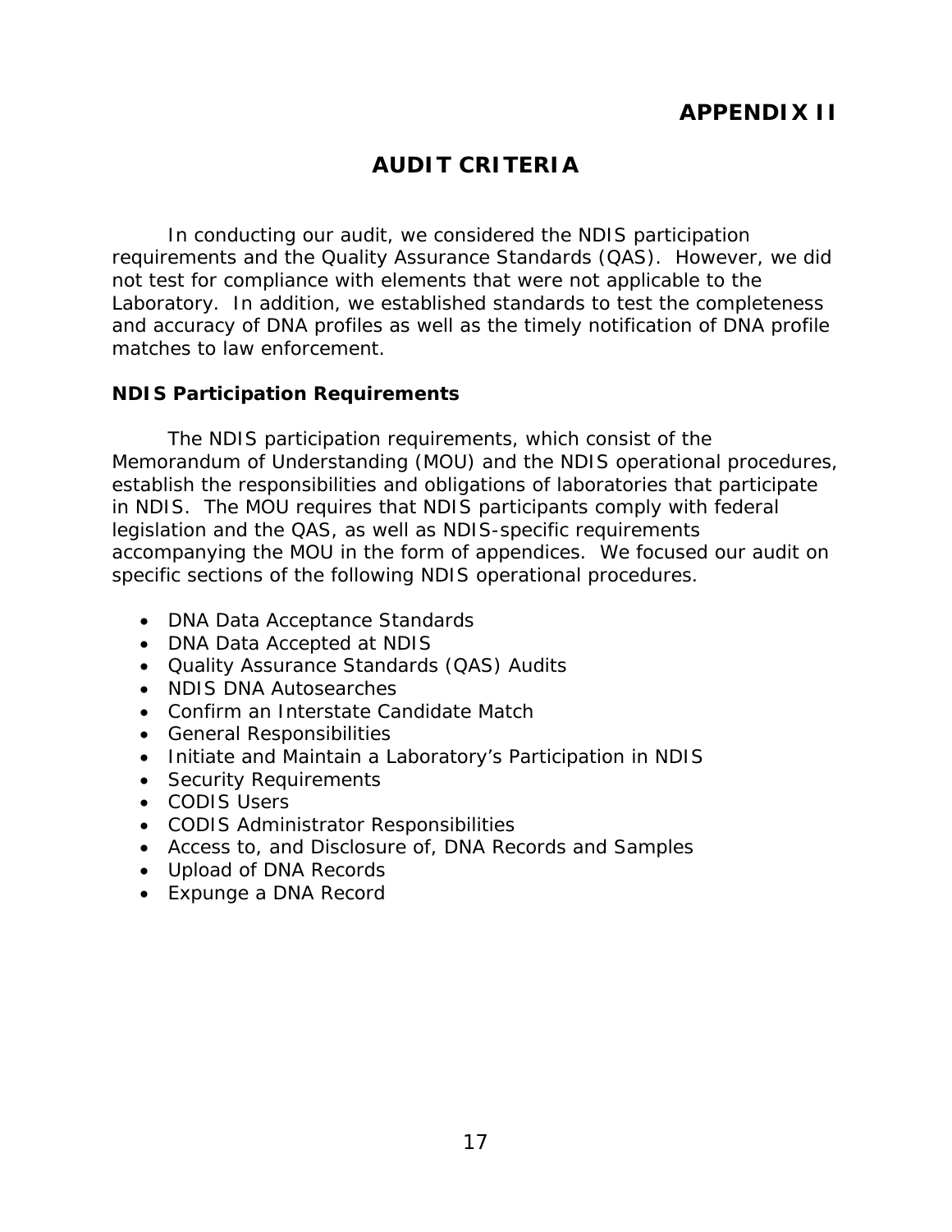# APPENDIX II

## AUDIT CRITERIA

In conducting our audit, we considered the NDIS participation requirements and the Quality Assurance Standards (QAS). However, we did not test for compliance with elements that were not applicable to the Laboratory. In addition, we established standards to test the completeness and accuracy of DNA profiles as well as the timely notification of DNA profile matches to law enforcement.

### NDIS Participation Requirements

The NDIS participation requirements, which consist of the Memorandum of Understanding (MOU) and the NDIS operational procedures, establish the responsibilities and obligations of laboratories that participate in NDIS. The MOU requires that NDIS participants comply with federal legislation and the QAS, as well as NDIS-specific requirements accompanying the MOU in the form of appendices. We focused our audit on specific sections of the following NDIS operational procedures.

- DNA Data Acceptance Standards
- DNA Data Accepted at NDIS
- Quality Assurance Standards (QAS) Audits
- NDIS DNA Autosearches
- Confirm an Interstate Candidate Match
- General Responsibilities
- Initiate and Maintain a Laboratory's Participation in NDIS
- Security Requirements
- CODIS Users
- CODIS Administrator Responsibilities
- Access to, and Disclosure of, DNA Records and Samples
- Upload of DNA Records
- Expunge a DNA Record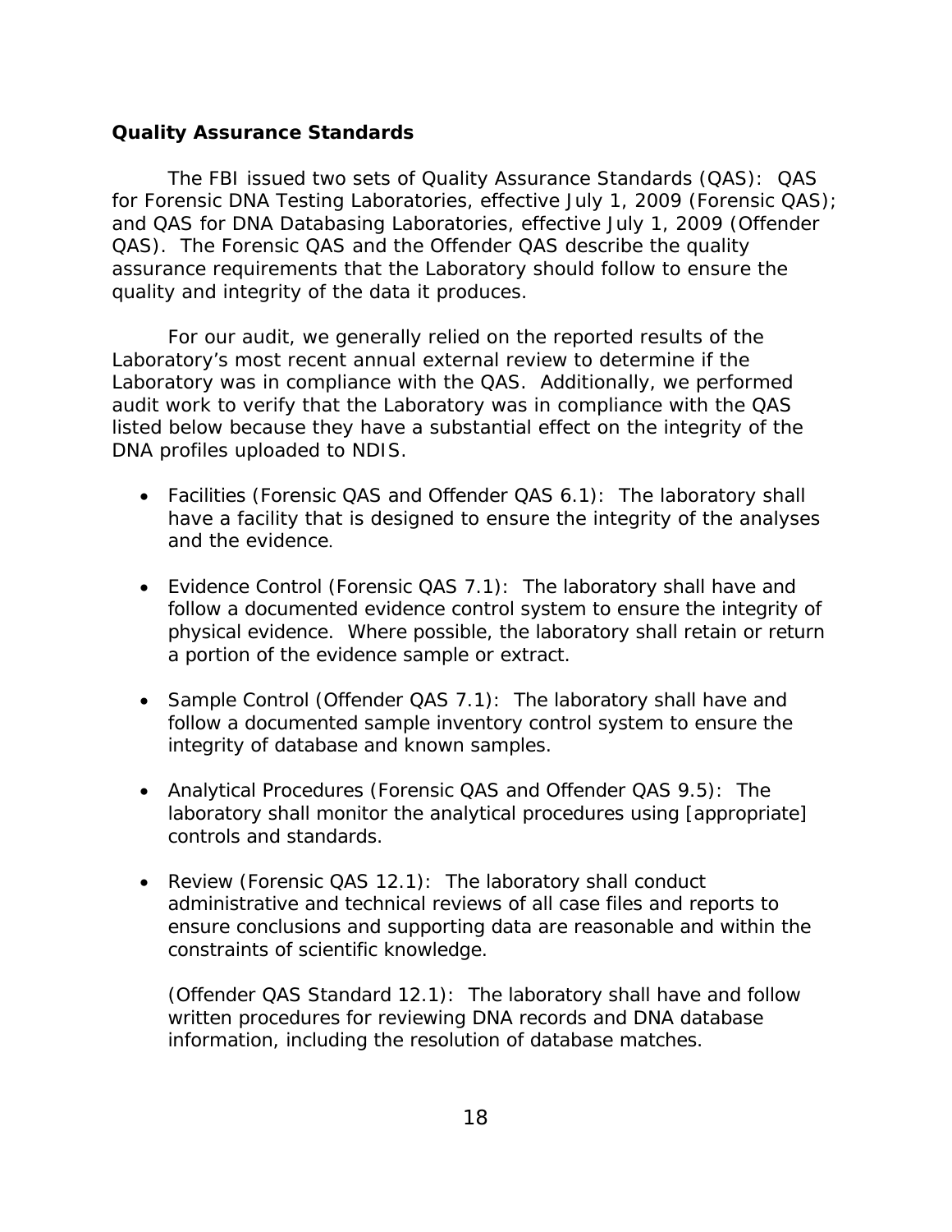### Quality Assurance Standards

The FBI issued two sets of Quality Assurance Standards (QAS): QAS for Forensic DNA Testing Laboratories, effective July 1, 2009 (Forensic QAS); and QAS for DNA Databasing Laboratories, effective July 1, 2009 (Offender QAS). The Forensic QAS and the Offender QAS describe the quality assurance requirements that the Laboratory should follow to ensure the quality and integrity of the data it produces.

For our audit, we generally relied on the reported results of the Laboratory's most recent annual external review to determine if the Laboratory was in compliance with the QAS. Additionally, we performed audit work to verify that the Laboratory was in compliance with the QAS listed below because they have a substantial effect on the integrity of the DNA profiles uploaded to NDIS.

- Facilities (Forensic QAS and Offender QAS 6.1): The laboratory shall have a facility that is designed to ensure the integrity of the analyses and the evidence.

- Evidence Control (Forensic QAS 7.1): The laboratory shall have and follow a documented evidence control system to ensure the integrity of physical evidence. Where possible, the laboratory shall retain or return a portion of the evidence sample or extract.

- Sample Control (Offender QAS 7.1): The laboratory shall have and follow a documented sample inventory control system to ensure the integrity of database and known samples.

- Analytical Procedures (Forensic QAS and Offender QAS 9.5): The laboratory shall monitor the analytical procedures using [appropriate] controls and standards.

- Review (Forensic QAS 12.1): The laboratory shall conduct administrative and technical reviews of all case files and reports to ensure conclusions and supporting data are reasonable and within the constraints of scientific knowledge.

  (Offender QAS Standard 12.1): The laboratory shall have and follow written procedures for reviewing DNA records and DNA database information, including the resolution of database matches.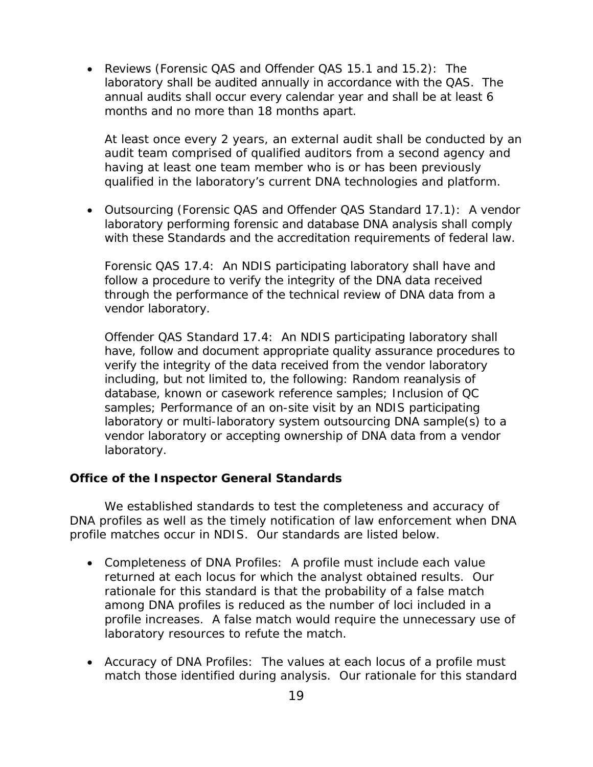- Reviews (Forensic QAS and Offender QAS 15.1 and 15.2): The laboratory shall be audited annually in accordance with the QAS. The annual audits shall occur every calendar year and shall be at least 6 months and no more than 18 months apart.

  At least once every 2 years, an external audit shall be conducted by an audit team comprised of qualified auditors from a second agency and having at least one team member who is or has been previously qualified in the laboratory's current DNA technologies and platform.

- Outsourcing (Forensic QAS and Offender QAS Standard 17.1): A vendor laboratory performing forensic and database DNA analysis shall comply with these Standards and the accreditation requirements of federal law.

  Forensic QAS 17.4: An NDIS participating laboratory shall have and follow a procedure to verify the integrity of the DNA data received through the performance of the technical review of DNA data from a vendor laboratory.

  Offender QAS Standard 17.4: An NDIS participating laboratory shall have, follow and document appropriate quality assurance procedures to verify the integrity of the data received from the vendor laboratory including, but not limited to, the following: Random reanalysis of database, known or casework reference samples; Inclusion of QC samples; Performance of an on-site visit by an NDIS participating laboratory or multi-laboratory system outsourcing DNA sample(s) to a vendor laboratory or accepting ownership of DNA data from a vendor laboratory.

### Office of the Inspector General Standards

We established standards to test the completeness and accuracy of DNA profiles as well as the timely notification of law enforcement when DNA profile matches occur in NDIS. Our standards are listed below.

- Completeness of DNA Profiles: A profile must include each value returned at each locus for which the analyst obtained results. Our rationale for this standard is that the probability of a false match among DNA profiles is reduced as the number of loci included in a profile increases. A false match would require the unnecessary use of laboratory resources to refute the match.

- Accuracy of DNA Profiles: The values at each locus of a profile must match those identified during analysis. Our rationale for this standard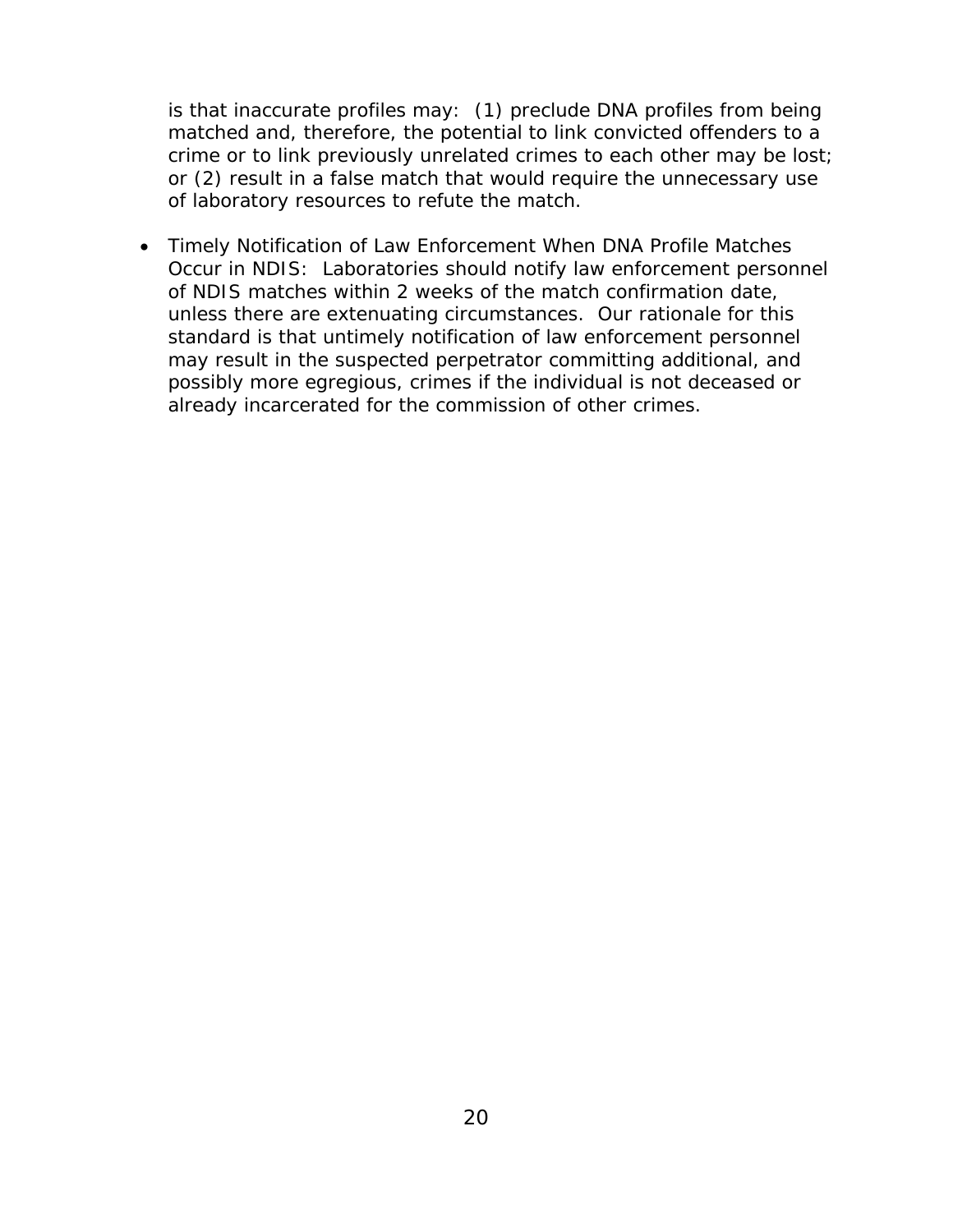is that inaccurate profiles may: (1) preclude DNA profiles from being matched and, therefore, the potential to link convicted offenders to a crime or to link previously unrelated crimes to each other may be lost; or (2) result in a false match that would require the unnecessary use of laboratory resources to refute the match.

- Timely Notification of Law Enforcement When DNA Profile Matches Occur in NDIS: Laboratories should notify law enforcement personnel of NDIS matches within 2 weeks of the match confirmation date, unless there are extenuating circumstances. Our rationale for this standard is that untimely notification of law enforcement personnel may result in the suspected perpetrator committing additional, and possibly more egregious, crimes if the individual is not deceased or already incarcerated for the commission of other crimes.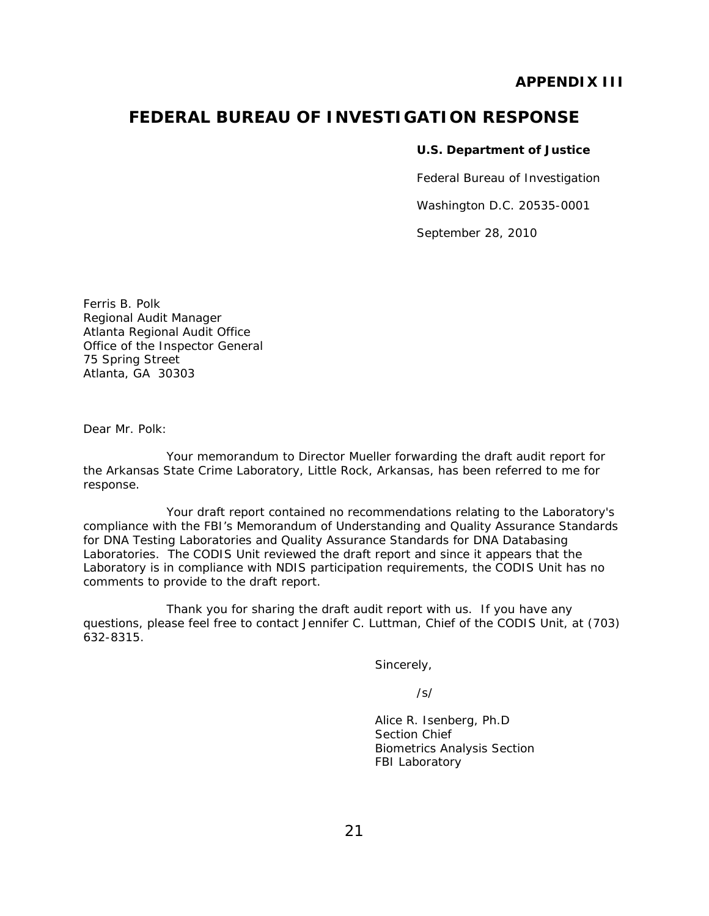**APPENDIX III**

# FEDERAL BUREAU OF INVESTIGATION RESPONSE

**U.S. Department of Justice**

Federal Bureau of Investigation

Washington D.C. 20535-0001

September 28, 2010

Ferris B. Polk
Regional Audit Manager
Atlanta Regional Audit Office
Office of the Inspector General
75 Spring Street
Atlanta, GA 30303

Dear Mr. Polk:

Your memorandum to Director Mueller forwarding the draft audit report for the Arkansas State Crime Laboratory, Little Rock, Arkansas, has been referred to me for response.

Your draft report contained no recommendations relating to the Laboratory's compliance with the FBI's Memorandum of Understanding and Quality Assurance Standards for DNA Testing Laboratories and Quality Assurance Standards for DNA Databasing Laboratories. The CODIS Unit reviewed the draft report and since it appears that the Laboratory is in compliance with NDIS participation requirements, the CODIS Unit has no comments to provide to the draft report.

Thank you for sharing the draft audit report with us. If you have any questions, please feel free to contact Jennifer C. Luttman, Chief of the CODIS Unit, at (703) 632-8315.

Sincerely,

/s/

Alice R. Isenberg, Ph.D
Section Chief
Biometrics Analysis Section
FBI Laboratory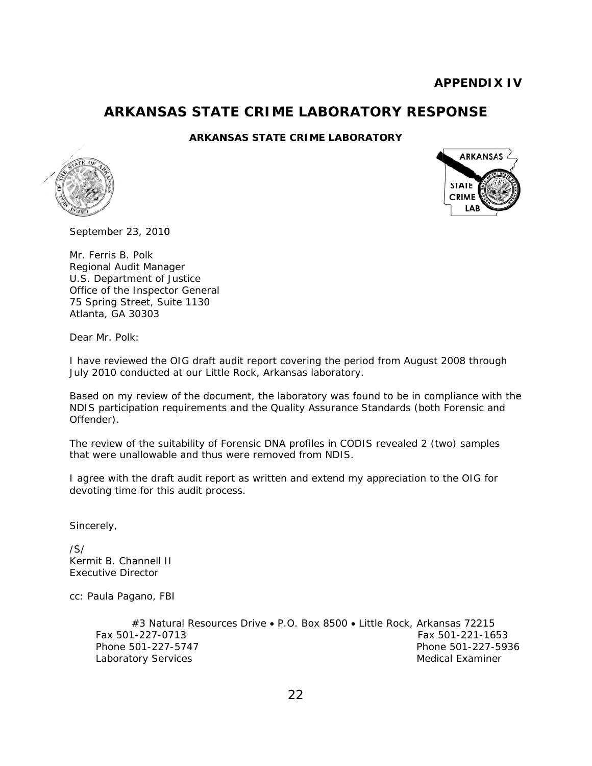**APPENDIX IV**

# ARKANSAS STATE CRIME LABORATORY RESPONSE

**ARKANSAS STATE CRIME LABORATORY**

September 23, 2010

Mr. Ferris B. Polk
Regional Audit Manager
U.S. Department of Justice
Office of the Inspector General
75 Spring Street, Suite 1130
Atlanta, GA 30303

Dear Mr. Polk:

I have reviewed the OIG draft audit report covering the period from August 2008 through July 2010 conducted at our Little Rock, Arkansas laboratory.

Based on my review of the document, the laboratory was found to be in compliance with the NDIS participation requirements and the Quality Assurance Standards (both Forensic and Offender).

The review of the suitability of Forensic DNA profiles in CODIS revealed 2 (two) samples that were unallowable and thus were removed from NDIS.

I agree with the draft audit report as written and extend my appreciation to the OIG for devoting time for this audit process.

Sincerely,

/S/
Kermit B. Channell II
Executive Director

cc: Paula Pagano, FBI

#3 Natural Resources Drive • P.O. Box 8500 • Little Rock, Arkansas 72215

Fax 501-227-0713
Phone 501-227-5747
Laboratory Services

Fax 501-221-1653
Phone 501-227-5936
Medical Examiner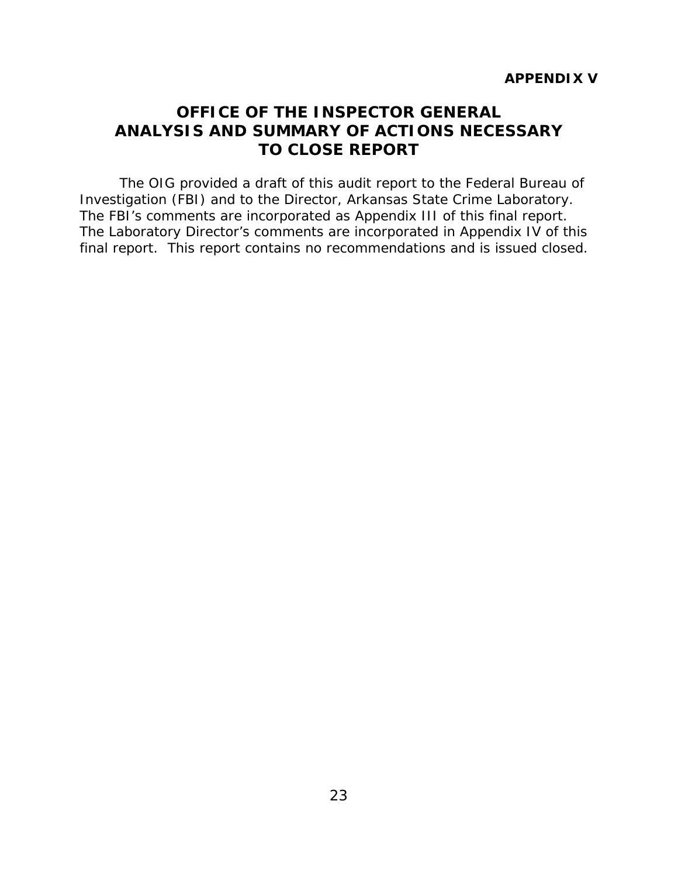**APPENDIX V**

# OFFICE OF THE INSPECTOR GENERAL ANALYSIS AND SUMMARY OF ACTIONS NECESSARY TO CLOSE REPORT

The OIG provided a draft of this audit report to the Federal Bureau of Investigation (FBI) and to the Director, Arkansas State Crime Laboratory. The FBI's comments are incorporated as Appendix III of this final report. The Laboratory Director's comments are incorporated in Appendix IV of this final report. This report contains no recommendations and is issued closed.